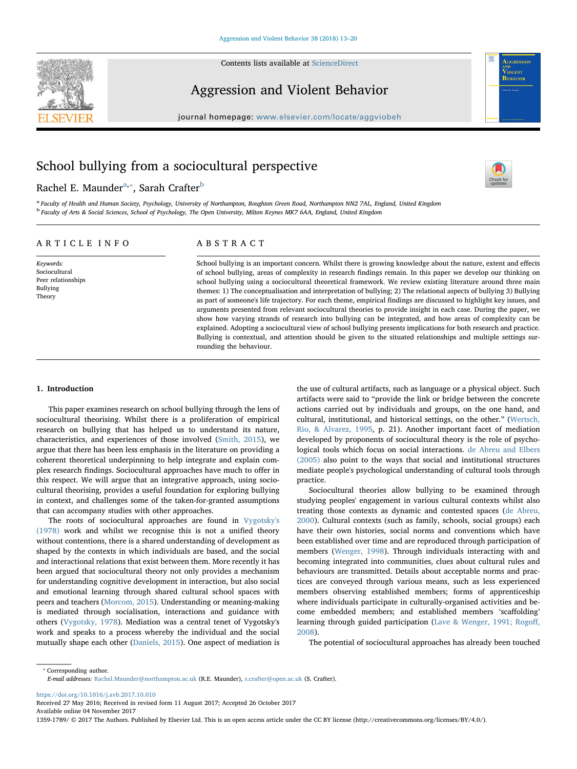# School bullying from a sociocultural perspective

Rachel E. Maunder[a,*], Sarah Crafter[b]

[a] Faculty of Health and Human Society, Psychology, University of Northampton, Boughton Green Road, Northampton NN2 7AL, England, United Kingdom
[b] Faculty of Arts & Social Sciences, School of Psychology, The Open University, Milton Keynes MK7 6AA, England, United Kingdom

## ARTICLE INFO

*Keywords:*
Sociocultural
Peer relationships
Bullying
Theory

## ABSTRACT

School bullying is an important concern. Whilst there is growing knowledge about the nature, extent and effects of school bullying, areas of complexity in research findings remain. In this paper we develop our thinking on school bullying using a sociocultural theoretical framework. We review existing literature around three main themes: 1) The conceptualisation and interpretation of bullying; 2) The relational aspects of bullying 3) Bullying as part of someone's life trajectory. For each theme, empirical findings are discussed to highlight key issues, and arguments presented from relevant sociocultural theories to provide insight in each case. During the paper, we show how varying strands of research into bullying can be integrated, and how areas of complexity can be explained. Adopting a sociocultural view of school bullying presents implications for both research and practice. Bullying is contextual, and attention should be given to the situated relationships and multiple settings surrounding the behaviour.

## 1. Introduction

This paper examines research on school bullying through the lens of sociocultural theorising. Whilst there is a proliferation of empirical research on bullying that has helped us to understand its nature, characteristics, and experiences of those involved (Smith, 2015), we argue that there has been less emphasis in the literature on providing a coherent theoretical underpinning to help integrate and explain complex research findings. Sociocultural approaches have much to offer in this respect. We will argue that an integrative approach, using sociocultural theorising, provides a useful foundation for exploring bullying in context, and challenges some of the taken-for-granted assumptions that can accompany studies with other approaches.

The roots of sociocultural approaches are found in Vygotsky's (1978) work and whilst we recognise this is not a unified theory without contentions, there is a shared understanding of development as shaped by the contexts in which individuals are based, and the social and interactional relations that exist between them. More recently it has been argued that sociocultural theory not only provides a mechanism for understanding cognitive development in interaction, but also social and emotional learning through shared cultural school spaces with peers and teachers (Morcom, 2015). Understanding or meaning-making is mediated through socialisation, interactions and guidance with others (Vygotsky, 1978). Mediation was a central tenet of Vygotsky's work and speaks to a process whereby the individual and the social mutually shape each other (Daniels, 2015). One aspect of mediation is the use of cultural artifacts, such as language or a physical object. Such artifacts were said to "provide the link or bridge between the concrete actions carried out by individuals and groups, on the one hand, and cultural, institutional, and historical settings, on the other." (Wertsch, Rio, & Alvarez, 1995, p. 21). Another important facet of mediation developed by proponents of sociocultural theory is the role of psychological tools which focus on social interactions. de Abreu and Elbers (2005) also point to the ways that social and institutional structures mediate people's psychological understanding of cultural tools through practice.

Sociocultural theories allow bullying to be examined through studying peoples' engagement in various cultural contexts whilst also treating those contexts as dynamic and contested spaces (de Abreu, 2000). Cultural contexts (such as family, schools, social groups) each have their own histories, social norms and conventions which have been established over time and are reproduced through participation of members (Wenger, 1998). Through individuals interacting with and becoming integrated into communities, clues about cultural rules and behaviours are transmitted. Details about acceptable norms and practices are conveyed through various means, such as less experienced members observing established members; forms of apprenticeship where individuals participate in culturally-organised activities and become embedded members; and established members 'scaffolding' learning through guided participation (Lave & Wenger, 1991; Rogoff, 2008).

The potential of sociocultural approaches has already been touched

* Corresponding author.
*E-mail addresses:* Rachel.Maunder@northampton.ac.uk (R.E. Maunder), s.crafter@open.ac.uk (S. Crafter).

https://doi.org/10.1016/j.avb.2017.10.010
Received 27 May 2016; Received in revised form 11 August 2017; Accepted 26 October 2017
Available online 04 November 2017
1359-1789/ © 2017 The Authors. Published by Elsevier Ltd. This is an open access article under the CC BY license (http://creativecommons.org/licenses/BY/4.0/).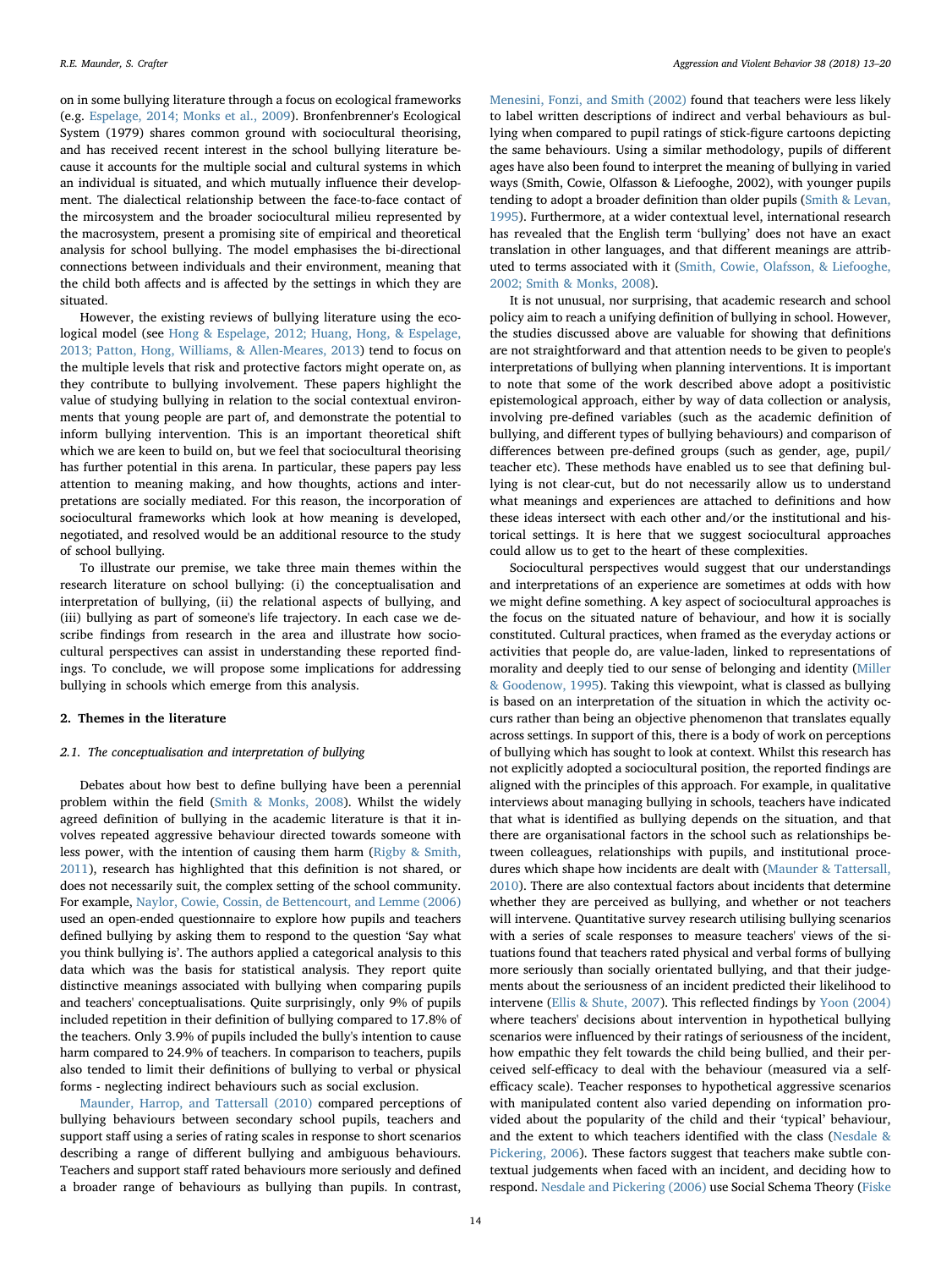on in some bullying literature through a focus on ecological frameworks (e.g. Espelage, 2014; Monks et al., 2009). Bronfenbrenner's Ecological System (1979) shares common ground with sociocultural theorising, and has received recent interest in the school bullying literature because it accounts for the multiple social and cultural systems in which an individual is situated, and which mutually influence their development. The dialectical relationship between the face-to-face contact of the mircosystem and the broader sociocultural milieu represented by the macrosystem, present a promising site of empirical and theoretical analysis for school bullying. The model emphasises the bi-directional connections between individuals and their environment, meaning that the child both affects and is affected by the settings in which they are situated.

However, the existing reviews of bullying literature using the ecological model (see Hong & Espelage, 2012; Huang, Hong, & Espelage, 2013; Patton, Hong, Williams, & Allen-Meares, 2013) tend to focus on the multiple levels that risk and protective factors might operate on, as they contribute to bullying involvement. These papers highlight the value of studying bullying in relation to the social contextual environments that young people are part of, and demonstrate the potential to inform bullying intervention. This is an important theoretical shift which we are keen to build on, but we feel that sociocultural theorising has further potential in this arena. In particular, these papers pay less attention to meaning making, and how thoughts, actions and interpretations are socially mediated. For this reason, the incorporation of sociocultural frameworks which look at how meaning is developed, negotiated, and resolved would be an additional resource to the study of school bullying.

To illustrate our premise, we take three main themes within the research literature on school bullying: (i) the conceptualisation and interpretation of bullying, (ii) the relational aspects of bullying, and (iii) bullying as part of someone's life trajectory. In each case we describe findings from research in the area and illustrate how sociocultural perspectives can assist in understanding these reported findings. To conclude, we will propose some implications for addressing bullying in schools which emerge from this analysis.

## 2. Themes in the literature

### 2.1. The conceptualisation and interpretation of bullying

Debates about how best to define bullying have been a perennial problem within the field (Smith & Monks, 2008). Whilst the widely agreed definition of bullying in the academic literature is that it involves repeated aggressive behaviour directed towards someone with less power, with the intention of causing them harm (Rigby & Smith, 2011), research has highlighted that this definition is not shared, or does not necessarily suit, the complex setting of the school community. For example, Naylor, Cowie, Cossin, de Bettencourt, and Lemme (2006) used an open-ended questionnaire to explore how pupils and teachers defined bullying by asking them to respond to the question 'Say what you think bullying is'. The authors applied a categorical analysis to this data which was the basis for statistical analysis. They report quite distinctive meanings associated with bullying when comparing pupils and teachers' conceptualisations. Quite surprisingly, only 9% of pupils included repetition in their definition of bullying compared to 17.8% of the teachers. Only 3.9% of pupils included the bully's intention to cause harm compared to 24.9% of teachers. In comparison to teachers, pupils also tended to limit their definitions of bullying to verbal or physical forms - neglecting indirect behaviours such as social exclusion.

Maunder, Harrop, and Tattersall (2010) compared perceptions of bullying behaviours between secondary school pupils, teachers and support staff using a series of rating scales in response to short scenarios describing a range of different bullying and ambiguous behaviours. Teachers and support staff rated behaviours more seriously and defined a broader range of behaviours as bullying than pupils. In contrast, Menesini, Fonzi, and Smith (2002) found that teachers were less likely to label written descriptions of indirect and verbal behaviours as bullying when compared to pupil ratings of stick-figure cartoons depicting the same behaviours. Using a similar methodology, pupils of different ages have also been found to interpret the meaning of bullying in varied ways (Smith, Cowie, Olfasson & Liefooghe, 2002), with younger pupils tending to adopt a broader definition than older pupils (Smith & Levan, 1995). Furthermore, at a wider contextual level, international research has revealed that the English term 'bullying' does not have an exact translation in other languages, and that different meanings are attributed to terms associated with it (Smith, Cowie, Olafsson, & Liefooghe, 2002; Smith & Monks, 2008).

It is not unusual, nor surprising, that academic research and school policy aim to reach a unifying definition of bullying in school. However, the studies discussed above are valuable for showing that definitions are not straightforward and that attention needs to be given to people's interpretations of bullying when planning interventions. It is important to note that some of the work described above adopt a positivistic epistemological approach, either by way of data collection or analysis, involving pre-defined variables (such as the academic definition of bullying, and different types of bullying behaviours) and comparison of differences between pre-defined groups (such as gender, age, pupil/teacher etc). These methods have enabled us to see that defining bullying is not clear-cut, but do not necessarily allow us to understand what meanings and experiences are attached to definitions and how these ideas intersect with each other and/or the institutional and historical settings. It is here that we suggest sociocultural approaches could allow us to get to the heart of these complexities.

Sociocultural perspectives would suggest that our understandings and interpretations of an experience are sometimes at odds with how we might define something. A key aspect of sociocultural approaches is the focus on the situated nature of behaviour, and how it is socially constituted. Cultural practices, when framed as the everyday actions or activities that people do, are value-laden, linked to representations of morality and deeply tied to our sense of belonging and identity (Miller & Goodenow, 1995). Taking this viewpoint, what is classed as bullying is based on an interpretation of the situation in which the activity occurs rather than being an objective phenomenon that translates equally across settings. In support of this, there is a body of work on perceptions of bullying which has sought to look at context. Whilst this research has not explicitly adopted a sociocultural position, the reported findings are aligned with the principles of this approach. For example, in qualitative interviews about managing bullying in schools, teachers have indicated that what is identified as bullying depends on the situation, and that there are organisational factors in the school such as relationships between colleagues, relationships with pupils, and institutional procedures which shape how incidents are dealt with (Maunder & Tattersall, 2010). There are also contextual factors about incidents that determine whether they are perceived as bullying, and whether or not teachers will intervene. Quantitative survey research utilising bullying scenarios with a series of scale responses to measure teachers' views of the situations found that teachers rated physical and verbal forms of bullying more seriously than socially orientated bullying, and that their judgements about the seriousness of an incident predicted their likelihood to intervene (Ellis & Shute, 2007). This reflected findings by Yoon (2004) where teachers' decisions about intervention in hypothetical bullying scenarios were influenced by their ratings of seriousness of the incident, how empathic they felt towards the child being bullied, and their perceived self-efficacy to deal with the behaviour (measured via a self-efficacy scale). Teacher responses to hypothetical aggressive scenarios with manipulated content also varied depending on information provided about the popularity of the child and their 'typical' behaviour, and the extent to which teachers identified with the class (Nesdale & Pickering, 2006). These factors suggest that teachers make subtle contextual judgements when faced with an incident, and deciding how to respond. Nesdale and Pickering (2006) use Social Schema Theory (Fiske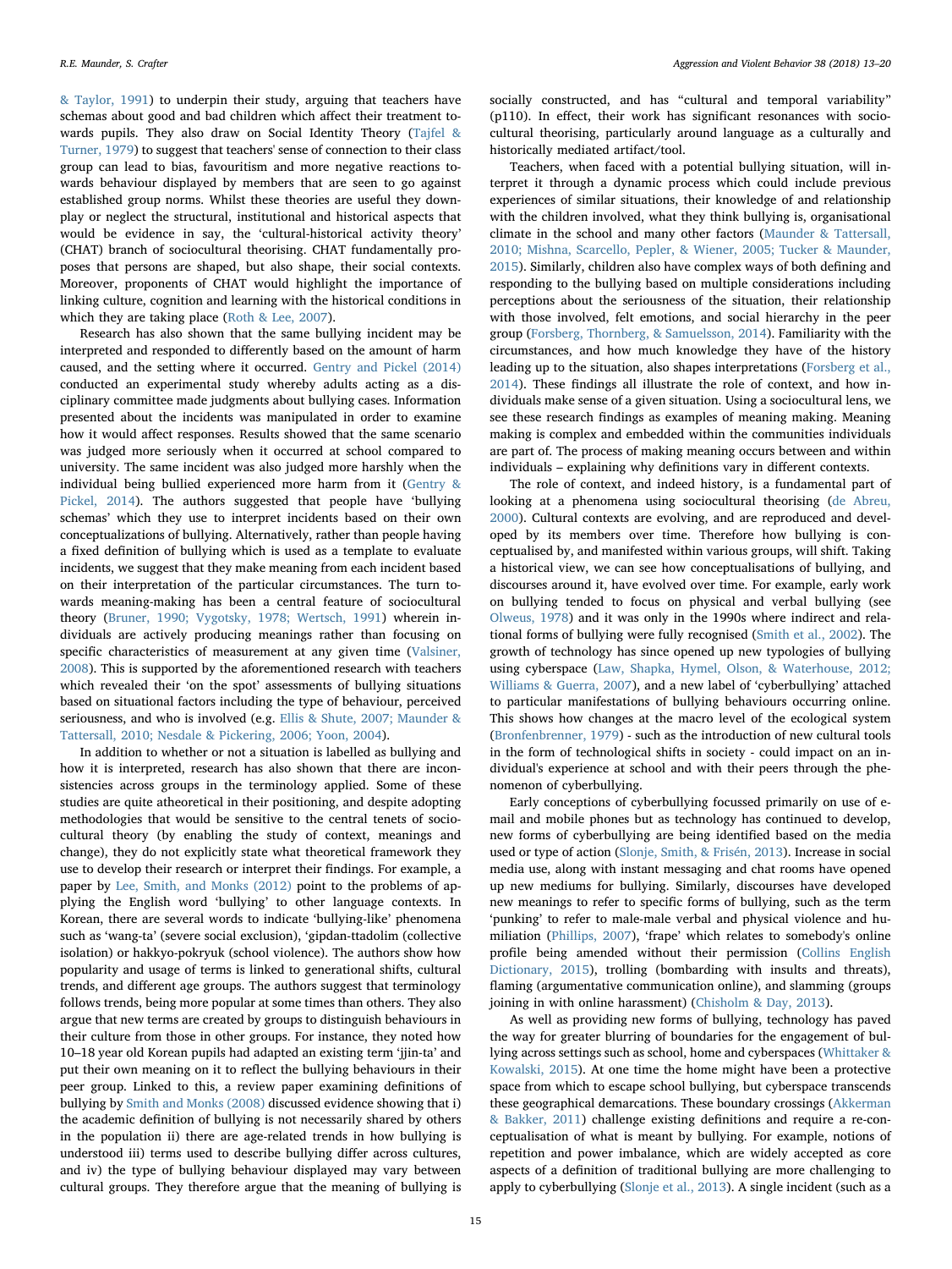& Taylor, 1991) to underpin their study, arguing that teachers have schemas about good and bad children which affect their treatment towards pupils. They also draw on Social Identity Theory (Tajfel & Turner, 1979) to suggest that teachers' sense of connection to their class group can lead to bias, favouritism and more negative reactions towards behaviour displayed by members that are seen to go against established group norms. Whilst these theories are useful they downplay or neglect the structural, institutional and historical aspects that would be evidence in say, the 'cultural-historical activity theory' (CHAT) branch of sociocultural theorising. CHAT fundamentally proposes that persons are shaped, but also shape, their social contexts. Moreover, proponents of CHAT would highlight the importance of linking culture, cognition and learning with the historical conditions in which they are taking place (Roth & Lee, 2007).

Research has also shown that the same bullying incident may be interpreted and responded to differently based on the amount of harm caused, and the setting where it occurred. Gentry and Pickel (2014) conducted an experimental study whereby adults acting as a disciplinary committee made judgments about bullying cases. Information presented about the incidents was manipulated in order to examine how it would affect responses. Results showed that the same scenario was judged more seriously when it occurred at school compared to university. The same incident was also judged more harshly when the individual being bullied experienced more harm from it (Gentry & Pickel, 2014). The authors suggested that people have 'bullying schemas' which they use to interpret incidents based on their own conceptualizations of bullying. Alternatively, rather than people having a fixed definition of bullying which is used as a template to evaluate incidents, we suggest that they make meaning from each incident based on their interpretation of the particular circumstances. The turn towards meaning-making has been a central feature of sociocultural theory (Bruner, 1990; Vygotsky, 1978; Wertsch, 1991) wherein individuals are actively producing meanings rather than focusing on specific characteristics of measurement at any given time (Valsiner, 2008). This is supported by the aforementioned research with teachers which revealed their 'on the spot' assessments of bullying situations based on situational factors including the type of behaviour, perceived seriousness, and who is involved (e.g. Ellis & Shute, 2007; Maunder & Tattersall, 2010; Nesdale & Pickering, 2006; Yoon, 2004).

In addition to whether or not a situation is labelled as bullying and how it is interpreted, research has also shown that there are inconsistencies across groups in the terminology applied. Some of these studies are quite atheoretical in their positioning, and despite adopting methodologies that would be sensitive to the central tenets of sociocultural theory (by enabling the study of context, meanings and change), they do not explicitly state what theoretical framework they use to develop their research or interpret their findings. For example, a paper by Lee, Smith, and Monks (2012) point to the problems of applying the English word 'bullying' to other language contexts. In Korean, there are several words to indicate 'bullying-like' phenomena such as 'wang-ta' (severe social exclusion), 'gipdan-ttadolim (collective isolation) or hakkyo-pokryuk (school violence). The authors show how popularity and usage of terms is linked to generational shifts, cultural trends, and different age groups. The authors suggest that terminology follows trends, being more popular at some times than others. They also argue that new terms are created by groups to distinguish behaviours in their culture from those in other groups. For instance, they noted how 10–18 year old Korean pupils had adapted an existing term 'jjin-ta' and put their own meaning on it to reflect the bullying behaviours in their peer group. Linked to this, a review paper examining definitions of bullying by Smith and Monks (2008) discussed evidence showing that i) the academic definition of bullying is not necessarily shared by others in the population ii) there are age-related trends in how bullying is understood iii) terms used to describe bullying differ across cultures, and iv) the type of bullying behaviour displayed may vary between cultural groups. They therefore argue that the meaning of bullying is socially constructed, and has "cultural and temporal variability" (p110). In effect, their work has significant resonances with sociocultural theorising, particularly around language as a culturally and historically mediated artifact/tool.

Teachers, when faced with a potential bullying situation, will interpret it through a dynamic process which could include previous experiences of similar situations, their knowledge of and relationship with the children involved, what they think bullying is, organisational climate in the school and many other factors (Maunder & Tattersall, 2010; Mishna, Scarcello, Pepler, & Wiener, 2005; Tucker & Maunder, 2015). Similarly, children also have complex ways of both defining and responding to the bullying based on multiple considerations including perceptions about the seriousness of the situation, their relationship with those involved, felt emotions, and social hierarchy in the peer group (Forsberg, Thornberg, & Samuelsson, 2014). Familiarity with the circumstances, and how much knowledge they have of the history leading up to the situation, also shapes interpretations (Forsberg et al., 2014). These findings all illustrate the role of context, and how individuals make sense of a given situation. Using a sociocultural lens, we see these research findings as examples of meaning making. Meaning making is complex and embedded within the communities individuals are part of. The process of making meaning occurs between and within individuals – explaining why definitions vary in different contexts.

The role of context, and indeed history, is a fundamental part of looking at a phenomena using sociocultural theorising (de Abreu, 2000). Cultural contexts are evolving, and are reproduced and developed by its members over time. Therefore how bullying is conceptualised by, and manifested within various groups, will shift. Taking a historical view, we can see how conceptualisations of bullying, and discourses around it, have evolved over time. For example, early work on bullying tended to focus on physical and verbal bullying (see Olweus, 1978) and it was only in the 1990s where indirect and relational forms of bullying were fully recognised (Smith et al., 2002). The growth of technology has since opened up new typologies of bullying using cyberspace (Law, Shapka, Hymel, Olson, & Waterhouse, 2012; Williams & Guerra, 2007), and a new label of 'cyberbullying' attached to particular manifestations of bullying behaviours occurring online. This shows how changes at the macro level of the ecological system (Bronfenbrenner, 1979) - such as the introduction of new cultural tools in the form of technological shifts in society - could impact on an individual's experience at school and with their peers through the phenomenon of cyberbullying.

Early conceptions of cyberbullying focussed primarily on use of e-mail and mobile phones but as technology has continued to develop, new forms of cyberbullying are being identified based on the media used or type of action (Slonje, Smith, & Frisén, 2013). Increase in social media use, along with instant messaging and chat rooms have opened up new mediums for bullying. Similarly, discourses have developed new meanings to refer to specific forms of bullying, such as the term 'punking' to refer to male-male verbal and physical violence and humiliation (Phillips, 2007), 'frape' which relates to somebody's online profile being amended without their permission (Collins English Dictionary, 2015), trolling (bombarding with insults and threats), flaming (argumentative communication online), and slamming (groups joining in with online harassment) (Chisholm & Day, 2013).

As well as providing new forms of bullying, technology has paved the way for greater blurring of boundaries for the engagement of bullying across settings such as school, home and cyberspaces (Whittaker & Kowalski, 2015). At one time the home might have been a protective space from which to escape school bullying, but cyberspace transcends these geographical demarcations. These boundary crossings (Akkerman & Bakker, 2011) challenge existing definitions and require a re-conceptualisation of what is meant by bullying. For example, notions of repetition and power imbalance, which are widely accepted as core aspects of a definition of traditional bullying are more challenging to apply to cyberbullying (Slonje et al., 2013). A single incident (such as a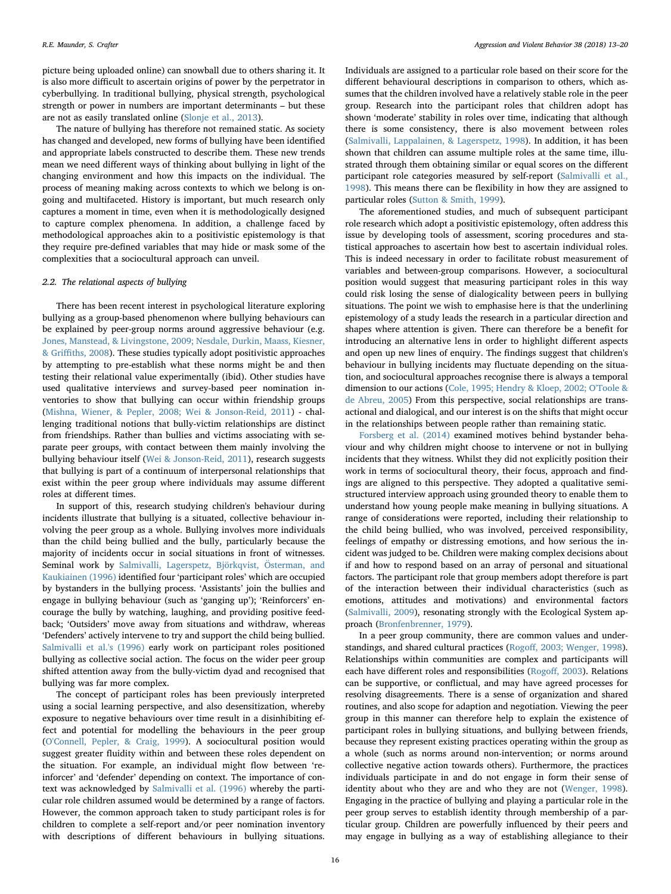picture being uploaded online) can snowball due to others sharing it. It is also more difficult to ascertain origins of power by the perpetrator in cyberbullying. In traditional bullying, physical strength, psychological strength or power in numbers are important determinants – but these are not as easily translated online (Slonje et al., 2013).

The nature of bullying has therefore not remained static. As society has changed and developed, new forms of bullying have been identified and appropriate labels constructed to describe them. These new trends mean we need different ways of thinking about bullying in light of the changing environment and how this impacts on the individual. The process of meaning making across contexts to which we belong is ongoing and multifaceted. History is important, but much research only captures a moment in time, even when it is methodologically designed to capture complex phenomena. In addition, a challenge faced by methodological approaches akin to a positivistic epistemology is that they require pre-defined variables that may hide or mask some of the complexities that a sociocultural approach can unveil.

### 2.2. The relational aspects of bullying

There has been recent interest in psychological literature exploring bullying as a group-based phenomenon where bullying behaviours can be explained by peer-group norms around aggressive behaviour (e.g. Jones, Manstead, & Livingstone, 2009; Nesdale, Durkin, Maass, Kiesner, & Griffiths, 2008). These studies typically adopt positivistic approaches by attempting to pre-establish what these norms might be and then testing their relational value experimentally (ibid). Other studies have used qualitative interviews and survey-based peer nomination inventories to show that bullying can occur within friendship groups (Mishna, Wiener, & Pepler, 2008; Wei & Jonson-Reid, 2011) - challenging traditional notions that bully-victim relationships are distinct from friendships. Rather than bullies and victims associating with separate peer groups, with contact between them mainly involving the bullying behaviour itself (Wei & Jonson-Reid, 2011), research suggests that bullying is part of a continuum of interpersonal relationships that exist within the peer group where individuals may assume different roles at different times.

In support of this, research studying children's behaviour during incidents illustrate that bullying is a situated, collective behaviour involving the peer group as a whole. Bullying involves more individuals than the child being bullied and the bully, particularly because the majority of incidents occur in social situations in front of witnesses. Seminal work by Salmivalli, Lagerspetz, Björkqvist, Österman, and Kaukiainen (1996) identified four 'participant roles' which are occupied by bystanders in the bullying process. 'Assistants' join the bullies and engage in bullying behaviour (such as 'ganging up'); 'Reinforcers' encourage the bully by watching, laughing, and providing positive feedback; 'Outsiders' move away from situations and withdraw, whereas 'Defenders' actively intervene to try and support the child being bullied. Salmivalli et al.'s (1996) early work on participant roles positioned bullying as collective social action. The focus on the wider peer group shifted attention away from the bully-victim dyad and recognised that bullying was far more complex.

The concept of participant roles has been previously interpreted using a social learning perspective, and also desensitization, whereby exposure to negative behaviours over time result in a disinhibiting effect and potential for modelling the behaviours in the peer group (O'Connell, Pepler, & Craig, 1999). A sociocultural position would suggest greater fluidity within and between these roles dependent on the situation. For example, an individual might flow between 'reinforcer' and 'defender' depending on context. The importance of context was acknowledged by Salmivalli et al. (1996) whereby the particular role children assumed would be determined by a range of factors. However, the common approach taken to study participant roles is for children to complete a self-report and/or peer nomination inventory with descriptions of different behaviours in bullying situations. Individuals are assigned to a particular role based on their score for the different behavioural descriptions in comparison to others, which assumes that the children involved have a relatively stable role in the peer group. Research into the participant roles that children adopt has shown 'moderate' stability in roles over time, indicating that although there is some consistency, there is also movement between roles (Salmivalli, Lappalainen, & Lagerspetz, 1998). In addition, it has been shown that children can assume multiple roles at the same time, illustrated through them obtaining similar or equal scores on the different participant role categories measured by self-report (Salmivalli et al., 1998). This means there can be flexibility in how they are assigned to particular roles (Sutton & Smith, 1999).

The aforementioned studies, and much of subsequent participant role research which adopt a positivistic epistemology, often address this issue by developing tools of assessment, scoring procedures and statistical approaches to ascertain how best to ascertain individual roles. This is indeed necessary in order to facilitate robust measurement of variables and between-group comparisons. However, a sociocultural position would suggest that measuring participant roles in this way could risk losing the sense of dialogicality between peers in bullying situations. The point we wish to emphasise here is that the underlining epistemology of a study leads the research in a particular direction and shapes where attention is given. There can therefore be a benefit for introducing an alternative lens in order to highlight different aspects and open up new lines of enquiry. The findings suggest that children's behaviour in bullying incidents may fluctuate depending on the situation, and sociocultural approaches recognise there is always a temporal dimension to our actions (Cole, 1995; Hendry & Kloep, 2002; O'Toole & de Abreu, 2005) From this perspective, social relationships are transactional and dialogical, and our interest is on the shifts that might occur in the relationships between people rather than remaining static.

Forsberg et al. (2014) examined motives behind bystander behaviour and why children might choose to intervene or not in bullying incidents that they witness. Whilst they did not explicitly position their work in terms of sociocultural theory, their focus, approach and findings are aligned to this perspective. They adopted a qualitative semi-structured interview approach using grounded theory to enable them to understand how young people make meaning in bullying situations. A range of considerations were reported, including their relationship to the child being bullied, who was involved, perceived responsibility, feelings of empathy or distressing emotions, and how serious the incident was judged to be. Children were making complex decisions about if and how to respond based on an array of personal and situational factors. The participant role that group members adopt therefore is part of the interaction between their individual characteristics (such as emotions, attitudes and motivations) and environmental factors (Salmivalli, 2009), resonating strongly with the Ecological System approach (Bronfenbrenner, 1979).

In a peer group community, there are common values and understandings, and shared cultural practices (Rogoff, 2003; Wenger, 1998). Relationships within communities are complex and participants will each have different roles and responsibilities (Rogoff, 2003). Relations can be supportive, or conflictual, and may have agreed processes for resolving disagreements. There is a sense of organization and shared routines, and also scope for adaption and negotiation. Viewing the peer group in this manner can therefore help to explain the existence of participant roles in bullying situations, and bullying between friends, because they represent existing practices operating within the group as a whole (such as norms around non-intervention; or norms around collective negative action towards others). Furthermore, the practices individuals participate in and do not engage in form their sense of identity about who they are and who they are not (Wenger, 1998). Engaging in the practice of bullying and playing a particular role in the peer group serves to establish identity through membership of a particular group. Children are powerfully influenced by their peers and may engage in bullying as a way of establishing allegiance to their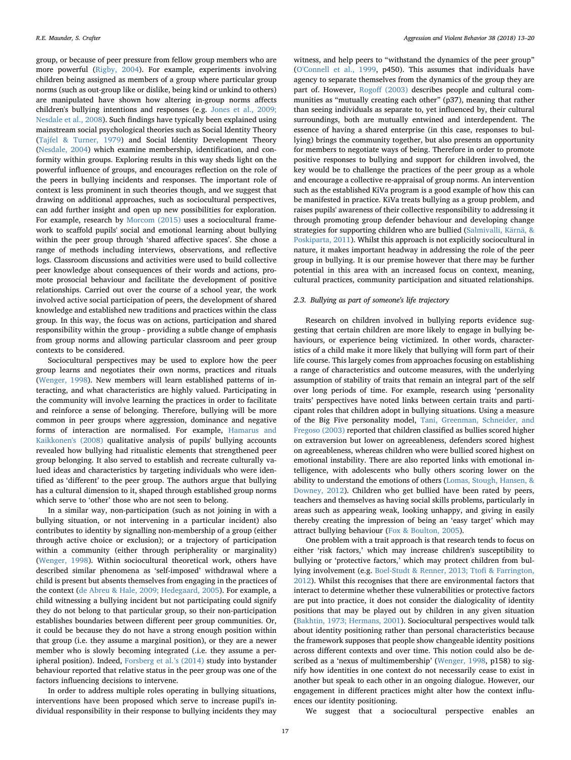group, or because of peer pressure from fellow group members who are more powerful (Rigby, 2004). For example, experiments involving children being assigned as members of a group where particular group norms (such as out-group like or dislike, being kind or unkind to others) are manipulated have shown how altering in-group norms affects children's bullying intentions and responses (e.g. Jones et al., 2009; Nesdale et al., 2008). Such findings have typically been explained using mainstream social psychological theories such as Social Identity Theory (Tajfel & Turner, 1979) and Social Identity Development Theory (Nesdale, 2004) which examine membership, identification, and conformity within groups. Exploring results in this way sheds light on the powerful influence of groups, and encourages reflection on the role of the peers in bullying incidents and responses. The important role of context is less prominent in such theories though, and we suggest that drawing on additional approaches, such as sociocultural perspectives, can add further insight and open up new possibilities for exploration. For example, research by Morcom (2015) uses a sociocultural framework to scaffold pupils' social and emotional learning about bullying within the peer group through 'shared affective spaces'. She chose a range of methods including interviews, observations, and reflective logs. Classroom discussions and activities were used to build collective peer knowledge about consequences of their words and actions, promote prosocial behaviour and facilitate the development of positive relationships. Carried out over the course of a school year, the work involved active social participation of peers, the development of shared knowledge and established new traditions and practices within the class group. In this way, the focus was on actions, participation and shared responsibility within the group - providing a subtle change of emphasis from group norms and allowing particular classroom and peer group contexts to be considered.

Sociocultural perspectives may be used to explore how the peer group learns and negotiates their own norms, practices and rituals (Wenger, 1998). New members will learn established patterns of interacting, and what characteristics are highly valued. Participating in the community will involve learning the practices in order to facilitate and reinforce a sense of belonging. Therefore, bullying will be more common in peer groups where aggression, dominance and negative forms of interaction are normalised. For example, Hamarus and Kaikkonen's (2008) qualitative analysis of pupils' bullying accounts revealed how bullying had ritualistic elements that strengthened peer group belonging. It also served to establish and recreate culturally valued ideas and characteristics by targeting individuals who were identified as 'different' to the peer group. The authors argue that bullying has a cultural dimension to it, shaped through established group norms which serve to 'other' those who are not seen to belong.

In a similar way, non-participation (such as not joining in with a bullying situation, or not intervening in a particular incident) also contributes to identity by signalling non-membership of a group (either through active choice or exclusion); or a trajectory of participation within a community (either through peripherality or marginality) (Wenger, 1998). Within sociocultural theoretical work, others have described similar phenomena as 'self-imposed' withdrawal where a child is present but absents themselves from engaging in the practices of the context (de Abreu & Hale, 2009; Hedegaard, 2005). For example, a child witnessing a bullying incident but not participating could signify they do not belong to that particular group, so their non-participation establishes boundaries between different peer group communities. Or, it could be because they do not have a strong enough position within that group (i.e. they assume a marginal position), or they are a newer member who is slowly becoming integrated (.i.e. they assume a peripheral position). Indeed, Forsberg et al.'s (2014) study into bystander behaviour reported that relative status in the peer group was one of the factors influencing decisions to intervene.

In order to address multiple roles operating in bullying situations, interventions have been proposed which serve to increase pupil's individual responsibility in their response to bullying incidents they may witness, and help peers to "withstand the dynamics of the peer group" (O'Connell et al., 1999, p450). This assumes that individuals have agency to separate themselves from the dynamics of the group they are part of. However, Rogoff (2003) describes people and cultural communities as "mutually creating each other" (p37), meaning that rather than seeing individuals as separate to, yet influenced by, their cultural surroundings, both are mutually entwined and interdependent. The essence of having a shared enterprise (in this case, responses to bullying) brings the community together, but also presents an opportunity for members to negotiate ways of being. Therefore in order to promote positive responses to bullying and support for children involved, the key would be to challenge the practices of the peer group as a whole and encourage a collective re-appraisal of group norms. An intervention such as the established KiVa program is a good example of how this can be manifested in practice. KiVa treats bullying as a group problem, and raises pupils' awareness of their collective responsibility to addressing it through promoting group defender behaviour and developing change strategies for supporting children who are bullied (Salmivalli, Kärnä, & Poskiparta, 2011). Whilst this approach is not explicitly sociocultural in nature, it makes important headway in addressing the role of the peer group in bullying. It is our premise however that there may be further potential in this area with an increased focus on context, meaning, cultural practices, community participation and situated relationships.

### 2.3. Bullying as part of someone's life trajectory

Research on children involved in bullying reports evidence suggesting that certain children are more likely to engage in bullying behaviours, or experience being victimized. In other words, characteristics of a child make it more likely that bullying will form part of their life course. This largely comes from approaches focusing on establishing a range of characteristics and outcome measures, with the underlying assumption of stability of traits that remain an integral part of the self over long periods of time. For example, research using 'personality traits' perspectives have noted links between certain traits and participant roles that children adopt in bullying situations. Using a measure of the Big Five personality model, Tani, Greenman, Schneider, and Fregoso (2003) reported that children classified as bullies scored higher on extraversion but lower on agreeableness, defenders scored highest on agreeableness, whereas children who were bullied scored highest on emotional instability. There are also reported links with emotional intelligence, with adolescents who bully others scoring lower on the ability to understand the emotions of others (Lomas, Stough, Hansen, & Downey, 2012). Children who get bullied have been rated by peers, teachers and themselves as having social skills problems, particularly in areas such as appearing weak, looking unhappy, and giving in easily thereby creating the impression of being an 'easy target' which may attract bullying behaviour (Fox & Boulton, 2005).

One problem with a trait approach is that research tends to focus on either 'risk factors,' which may increase children's susceptibility to bullying or 'protective factors,' which may protect children from bullying involvement (e.g. Boel-Studt & Renner, 2013; Ttofi & Farrington, 2012). Whilst this recognises that there are environmental factors that interact to determine whether these vulnerabilities or protective factors are put into practice, it does not consider the dialogicality of identity positions that may be played out by children in any given situation (Bakhtin, 1973; Hermans, 2001). Sociocultural perspectives would talk about identity positioning rather than personal characteristics because the framework supposes that people show changeable identity positions across different contexts and over time. This notion could also be described as a 'nexus of multimembership' (Wenger, 1998, p158) to signify how identities in one context do not necessarily cease to exist in another but speak to each other in an ongoing dialogue. However, our engagement in different practices might alter how the context influences our identity positioning.

We suggest that a sociocultural perspective enables an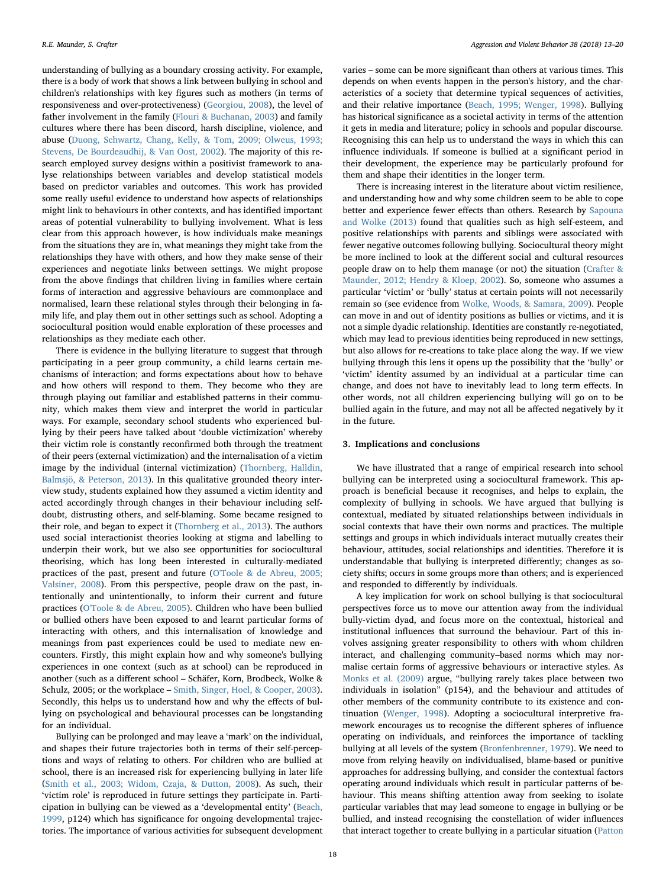understanding of bullying as a boundary crossing activity. For example, there is a body of work that shows a link between bullying in school and children's relationships with key figures such as mothers (in terms of responsiveness and over-protectiveness) (Georgiou, 2008), the level of father involvement in the family (Flouri & Buchanan, 2003) and family cultures where there has been discord, harsh discipline, violence, and abuse (Duong, Schwartz, Chang, Kelly, & Tom, 2009; Olweus, 1993; Stevens, De Bourdeaudhij, & Van Oost, 2002). The majority of this research employed survey designs within a positivist framework to analyse relationships between variables and develop statistical models based on predictor variables and outcomes. This work has provided some really useful evidence to understand how aspects of relationships might link to behaviours in other contexts, and has identified important areas of potential vulnerability to bullying involvement. What is less clear from this approach however, is how individuals make meanings from the situations they are in, what meanings they might take from the relationships they have with others, and how they make sense of their experiences and negotiate links between settings. We might propose from the above findings that children living in families where certain forms of interaction and aggressive behaviours are commonplace and normalised, learn these relational styles through their belonging in family life, and play them out in other settings such as school. Adopting a sociocultural position would enable exploration of these processes and relationships as they mediate each other.

There is evidence in the bullying literature to suggest that through participating in a peer group community, a child learns certain mechanisms of interaction; and forms expectations about how to behave and how others will respond to them. They become who they are through playing out familiar and established patterns in their community, which makes them view and interpret the world in particular ways. For example, secondary school students who experienced bullying by their peers have talked about 'double victimization' whereby their victim role is constantly reconfirmed both through the treatment of their peers (external victimization) and the internalisation of a victim image by the individual (internal victimization) (Thornberg, Halldin, Balmsjö, & Peterson, 2013). In this qualitative grounded theory interview study, students explained how they assumed a victim identity and acted accordingly through changes in their behaviour including self-doubt, distrusting others, and self-blaming. Some became resigned to their role, and began to expect it (Thornberg et al., 2013). The authors used social interactionist theories looking at stigma and labelling to underpin their work, but we also see opportunities for sociocultural theorising, which has long been interested in culturally-mediated practices of the past, present and future (O'Toole & de Abreu, 2005; Valsiner, 2008). From this perspective, people draw on the past, intentionally and unintentionally, to inform their current and future practices (O'Toole & de Abreu, 2005). Children who have been bullied or bullied others have been exposed to and learnt particular forms of interacting with others, and this internalisation of knowledge and meanings from past experiences could be used to mediate new encounters. Firstly, this might explain how and why someone's bullying experiences in one context (such as at school) can be reproduced in another (such as a different school – Schäfer, Korn, Brodbeck, Wolke & Schulz, 2005; or the workplace – Smith, Singer, Hoel, & Cooper, 2003). Secondly, this helps us to understand how and why the effects of bullying on psychological and behavioural processes can be longstanding for an individual.

Bullying can be prolonged and may leave a 'mark' on the individual, and shapes their future trajectories both in terms of their self-perceptions and ways of relating to others. For children who are bullied at school, there is an increased risk for experiencing bullying in later life (Smith et al., 2003; Widom, Czaja, & Dutton, 2008). As such, their 'victim role' is reproduced in future settings they participate in. Participation in bullying can be viewed as a 'developmental entity' (Beach, 1999, p124) which has significance for ongoing developmental trajectories. The importance of various activities for subsequent development varies – some can be more significant than others at various times. This depends on when events happen in the person's history, and the characteristics of a society that determine typical sequences of activities, and their relative importance (Beach, 1995; Wenger, 1998). Bullying has historical significance as a societal activity in terms of the attention it gets in media and literature; policy in schools and popular discourse. Recognising this can help us to understand the ways in which this can influence individuals. If someone is bullied at a significant period in their development, the experience may be particularly profound for them and shape their identities in the longer term.

There is increasing interest in the literature about victim resilience, and understanding how and why some children seem to be able to cope better and experience fewer effects than others. Research by Sapouna and Wolke (2013) found that qualities such as high self-esteem, and positive relationships with parents and siblings were associated with fewer negative outcomes following bullying. Sociocultural theory might be more inclined to look at the different social and cultural resources people draw on to help them manage (or not) the situation (Crafter & Maunder, 2012; Hendry & Kloep, 2002). So, someone who assumes a particular 'victim' or 'bully' status at certain points will not necessarily remain so (see evidence from Wolke, Woods, & Samara, 2009). People can move in and out of identity positions as bullies or victims, and it is not a simple dyadic relationship. Identities are constantly re-negotiated, which may lead to previous identities being reproduced in new settings, but also allows for re-creations to take place along the way. If we view bullying through this lens it opens up the possibility that the 'bully' or 'victim' identity assumed by an individual at a particular time can change, and does not have to inevitably lead to long term effects. In other words, not all children experiencing bullying will go on to be bullied again in the future, and may not all be affected negatively by it in the future.

## 3. Implications and conclusions

We have illustrated that a range of empirical research into school bullying can be interpreted using a sociocultural framework. This approach is beneficial because it recognises, and helps to explain, the complexity of bullying in schools. We have argued that bullying is contextual, mediated by situated relationships between individuals in social contexts that have their own norms and practices. The multiple settings and groups in which individuals interact mutually creates their behaviour, attitudes, social relationships and identities. Therefore it is understandable that bullying is interpreted differently; changes as society shifts; occurs in some groups more than others; and is experienced and responded to differently by individuals.

A key implication for work on school bullying is that sociocultural perspectives force us to move our attention away from the individual bully-victim dyad, and focus more on the contextual, historical and institutional influences that surround the behaviour. Part of this involves assigning greater responsibility to others with whom children interact, and challenging community–based norms which may normalise certain forms of aggressive behaviours or interactive styles. As Monks et al. (2009) argue, "bullying rarely takes place between two individuals in isolation" (p154), and the behaviour and attitudes of other members of the community contribute to its existence and continuation (Wenger, 1998). Adopting a sociocultural interpretive framework encourages us to recognise the different spheres of influence operating on individuals, and reinforces the importance of tackling bullying at all levels of the system (Bronfenbrenner, 1979). We need to move from relying heavily on individualised, blame-based or punitive approaches for addressing bullying, and consider the contextual factors operating around individuals which result in particular patterns of behaviour. This means shifting attention away from seeking to isolate particular variables that may lead someone to engage in bullying or be bullied, and instead recognising the constellation of wider influences that interact together to create bullying in a particular situation (Patton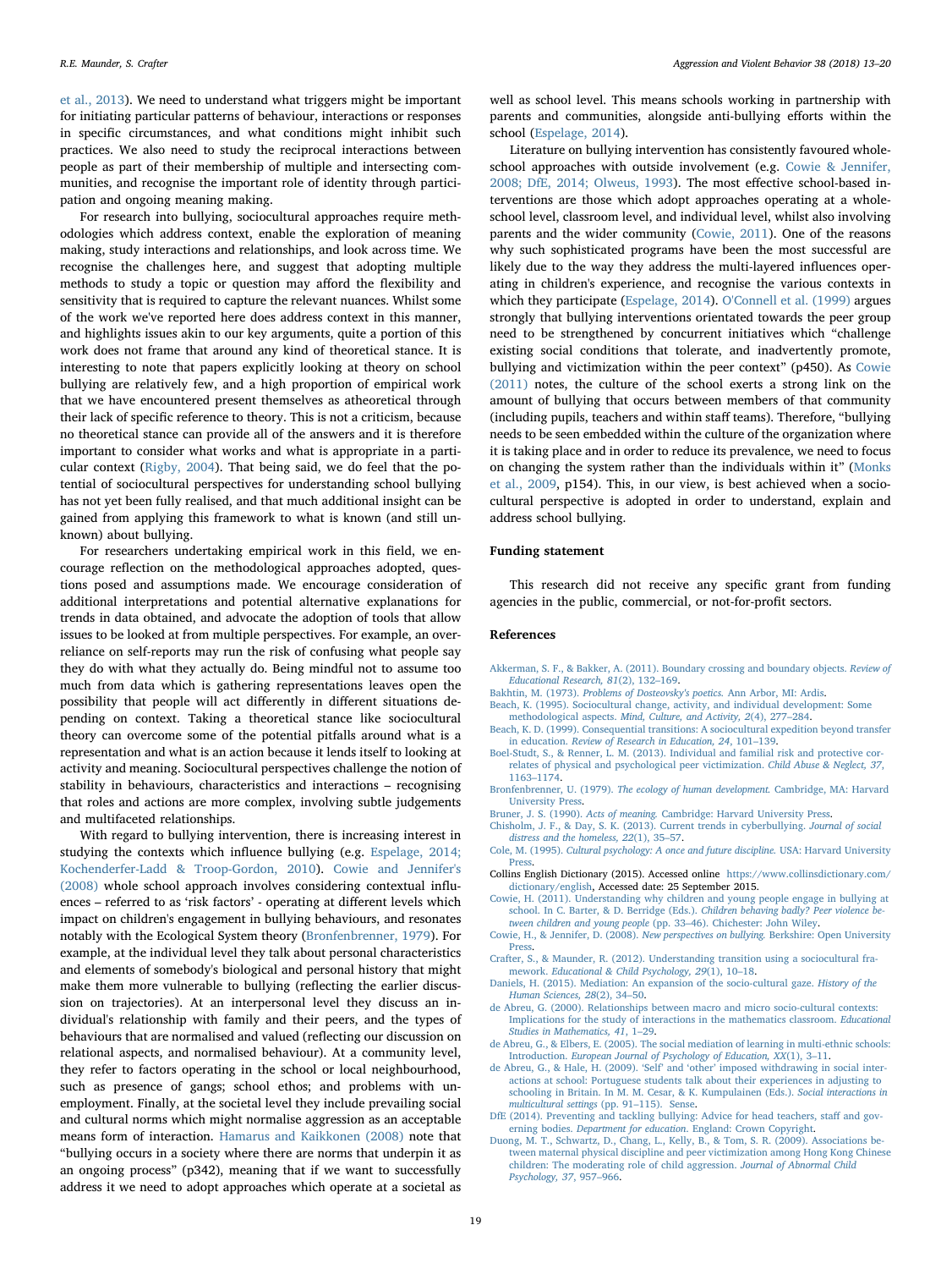et al., 2013). We need to understand what triggers might be important for initiating particular patterns of behaviour, interactions or responses in specific circumstances, and what conditions might inhibit such practices. We also need to study the reciprocal interactions between people as part of their membership of multiple and intersecting communities, and recognise the important role of identity through participation and ongoing meaning making.

For research into bullying, sociocultural approaches require methodologies which address context, enable the exploration of meaning making, study interactions and relationships, and look across time. We recognise the challenges here, and suggest that adopting multiple methods to study a topic or question may afford the flexibility and sensitivity that is required to capture the relevant nuances. Whilst some of the work we've reported here does address context in this manner, and highlights issues akin to our key arguments, quite a portion of this work does not frame that around any kind of theoretical stance. It is interesting to note that papers explicitly looking at theory on school bullying are relatively few, and a high proportion of empirical work that we have encountered present themselves as atheoretical through their lack of specific reference to theory. This is not a criticism, because no theoretical stance can provide all of the answers and it is therefore important to consider what works and what is appropriate in a particular context (Rigby, 2004). That being said, we do feel that the potential of sociocultural perspectives for understanding school bullying has not yet been fully realised, and that much additional insight can be gained from applying this framework to what is known (and still unknown) about bullying.

For researchers undertaking empirical work in this field, we encourage reflection on the methodological approaches adopted, questions posed and assumptions made. We encourage consideration of additional interpretations and potential alternative explanations for trends in data obtained, and advocate the adoption of tools that allow issues to be looked at from multiple perspectives. For example, an over-reliance on self-reports may run the risk of confusing what people say they do with what they actually do. Being mindful not to assume too much from data which is gathering representations leaves open the possibility that people will act differently in different situations depending on context. Taking a theoretical stance like sociocultural theory can overcome some of the potential pitfalls around what is a representation and what is an action because it lends itself to looking at activity and meaning. Sociocultural perspectives challenge the notion of stability in behaviours, characteristics and interactions – recognising that roles and actions are more complex, involving subtle judgements and multifaceted relationships.

With regard to bullying intervention, there is increasing interest in studying the contexts which influence bullying (e.g. Espelage, 2014; Kochenderfer-Ladd & Troop-Gordon, 2010). Cowie and Jennifer's (2008) whole school approach involves considering contextual influences – referred to as 'risk factors' - operating at different levels which impact on children's engagement in bullying behaviours, and resonates notably with the Ecological System theory (Bronfenbrenner, 1979). For example, at the individual level they talk about personal characteristics and elements of somebody's biological and personal history that might make them more vulnerable to bullying (reflecting the earlier discussion on trajectories). At an interpersonal level they discuss an individual's relationship with family and their peers, and the types of behaviours that are normalised and valued (reflecting our discussion on relational aspects, and normalised behaviour). At a community level, they refer to factors operating in the school or local neighbourhood, such as presence of gangs; school ethos; and problems with unemployment. Finally, at the societal level they include prevailing social and cultural norms which might normalise aggression as an acceptable means form of interaction. Hamarus and Kaikkonen (2008) note that "bullying occurs in a society where there are norms that underpin it as an ongoing process" (p342), meaning that if we want to successfully address it we need to adopt approaches which operate at a societal as well as school level. This means schools working in partnership with parents and communities, alongside anti-bullying efforts within the school (Espelage, 2014).

Literature on bullying intervention has consistently favoured whole-school approaches with outside involvement (e.g. Cowie & Jennifer, 2008; DfE, 2014; Olweus, 1993). The most effective school-based interventions are those which adopt approaches operating at a whole-school level, classroom level, and individual level, whilst also involving parents and the wider community (Cowie, 2011). One of the reasons why such sophisticated programs have been the most successful are likely due to the way they address the multi-layered influences operating in children's experience, and recognise the various contexts in which they participate (Espelage, 2014). O'Connell et al. (1999) argues strongly that bullying interventions orientated towards the peer group need to be strengthened by concurrent initiatives which "challenge existing social conditions that tolerate, and inadvertently promote, bullying and victimization within the peer context" (p450). As Cowie (2011) notes, the culture of the school exerts a strong link on the amount of bullying that occurs between members of that community (including pupils, teachers and within staff teams). Therefore, "bullying needs to be seen embedded within the culture of the organization where it is taking place and in order to reduce its prevalence, we need to focus on changing the system rather than the individuals within it" (Monks et al., 2009, p154). This, in our view, is best achieved when a sociocultural perspective is adopted in order to understand, explain and address school bullying.

## Funding statement

This research did not receive any specific grant from funding agencies in the public, commercial, or not-for-profit sectors.

## References

Akkerman, S. F., & Bakker, A. (2011). Boundary crossing and boundary objects. *Review of Educational Research, 81*(2), 132–169.

Bakhtin, M. (1973). *Problems of Dosteovsky's poetics.* Ann Arbor, MI: Ardis.

Beach, K. (1995). Sociocultural change, activity, and individual development: Some methodological aspects. *Mind, Culture, and Activity, 2*(4), 277–284.

Beach, K. D. (1999). Consequential transitions: A sociocultural expedition beyond transfer in education. *Review of Research in Education, 24*, 101–139.

Boel-Studt, S., & Renner, L. M. (2013). Individual and familial risk and protective correlates of physical and psychological peer victimization. *Child Abuse & Neglect, 37*, 1163–1174.

Bronfenbrenner, U. (1979). *The ecology of human development.* Cambridge, MA: Harvard University Press.

Bruner, J. S. (1990). *Acts of meaning.* Cambridge: Harvard University Press.

Chisholm, J. F., & Day, S. K. (2013). Current trends in cyberbullying. *Journal of social distress and the homeless, 22*(1), 35–57.

Cole, M. (1995). *Cultural psychology: A once and future discipline.* USA: Harvard University Press.

Collins English Dictionary (2015). Accessed online https://www.collinsdictionary.com/dictionary/english, Accessed date: 25 September 2015.

Cowie, H. (2011). Understanding why children and young people engage in bullying at school. In C. Barter, & D. Berridge (Eds.). *Children behaving badly? Peer violence between children and young people* (pp. 33–46). Chichester: John Wiley.

Cowie, H., & Jennifer, D. (2008). *New perspectives on bullying.* Berkshire: Open University Press.

Crafter, S., & Maunder, R. (2012). Understanding transition using a sociocultural framework. *Educational & Child Psychology, 29*(1), 10–18.

Daniels, H. (2015). Mediation: An expansion of the socio-cultural gaze. *History of the Human Sciences, 28*(2), 34–50.

de Abreu, G. (2000). Relationships between macro and micro socio-cultural contexts: Implications for the study of interactions in the mathematics classroom. *Educational Studies in Mathematics, 41*, 1–29.

de Abreu, G., & Elbers, E. (2005). The social mediation of learning in multi-ethnic schools: Introduction. *European Journal of Psychology of Education, XX*(1), 3–11.

de Abreu, G., & Hale, H. (2009). 'Self' and 'other' imposed withdrawing in social interactions at school: Portuguese students talk about their experiences in adjusting to schooling in Britain. In M. M. Cesar, & K. Kumpulainen (Eds.). *Social interactions in multicultural settings* (pp. 91–115). Sense.

DfE (2014). Preventing and tackling bullying: Advice for head teachers, staff and governing bodies. *Department for education.* England: Crown Copyright.

Duong, M. T., Schwartz, D., Chang, L., Kelly, B., & Tom, S. R. (2009). Associations between maternal physical discipline and peer victimization among Hong Kong Chinese children: The moderating role of child aggression. *Journal of Abnormal Child Psychology, 37*, 957–966.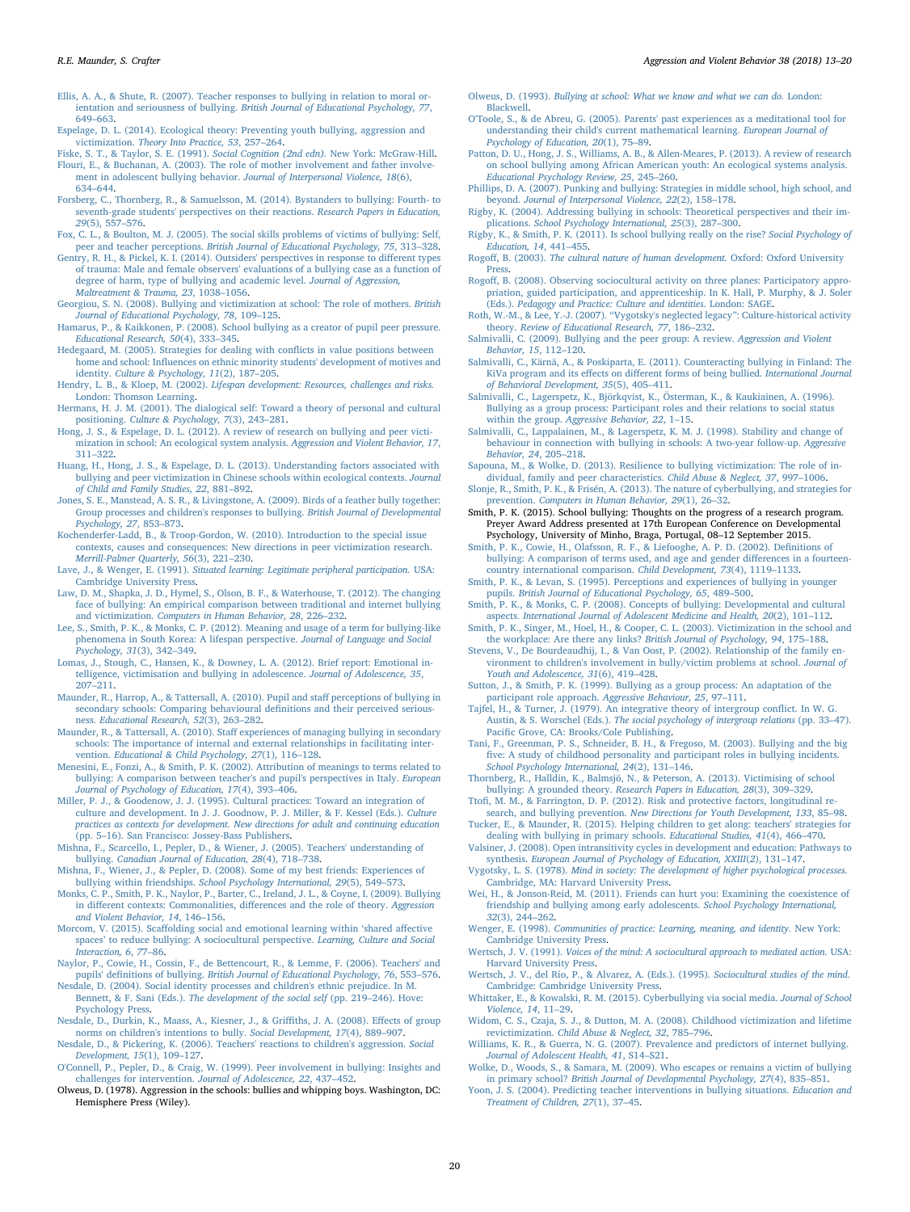Ellis, A. A., & Shute, R. (2007). Teacher responses to bullying in relation to moral orientation and seriousness of bullying. *British Journal of Educational Psychology, 77*, 649–663.

Espelage, D. L. (2014). Ecological theory: Preventing youth bullying, aggression and victimization. *Theory Into Practice, 53*, 257–264.

Fiske, S. T., & Taylor, S. E. (1991). *Social Cognition (2nd edn).* New York: McGraw-Hill.

Flouri, E., & Buchanan, A. (2003). The role of mother involvement and father involvement in adolescent bullying behavior. *Journal of Interpersonal Violence, 18*(6), 634–644.

Forsberg, C., Thornberg, R., & Samuelsson, M. (2014). Bystanders to bullying: Fourth- to seventh-grade students' perspectives on their reactions. *Research Papers in Education, 29*(5), 557–576.

Fox, C. L., & Boulton, M. J. (2005). The social skills problems of victims of bullying: Self, peer and teacher perceptions. *British Journal of Educational Psychology, 75*, 313–328.

Gentry, R. H., & Pickel, K. I. (2014). Outsiders' perspectives in response to different types of trauma: Male and female observers' evaluations of a bullying case as a function of degree of harm, type of bullying and academic level. *Journal of Aggression, Maltreatment & Trauma, 23*, 1038–1056.

Georgiou, S. N. (2008). Bullying and victimization at school: The role of mothers. *British Journal of Educational Psychology, 78*, 109–125.

Hamarus, P., & Kaikkonen, P. (2008). School bullying as a creator of pupil peer pressure. *Educational Research, 50*(4), 333–345.

Hedegaard, M. (2005). Strategies for dealing with conflicts in value positions between home and school: Influences on ethnic minority students' development of motives and identity. *Culture & Psychology, 11*(2), 187–205.

Hendry, L. B., & Kloep, M. (2002). *Lifespan development: Resources, challenges and risks.* London: Thomson Learning.

Hermans, H. J. M. (2001). The dialogical self: Toward a theory of personal and cultural positioning. *Culture & Psychology, 7*(3), 243–281.

Hong, J. S., & Espelage, D. L. (2012). A review of research on bullying and peer victimization in school: An ecological system analysis. *Aggression and Violent Behavior, 17*, 311–322.

Huang, H., Hong, J. S., & Espelage, D. L. (2013). Understanding factors associated with bullying and peer victimization in Chinese schools within ecological contexts. *Journal of Child and Family Studies, 22*, 881–892.

Jones, S. E., Manstead, A. S. R., & Livingstone, A. (2009). Birds of a feather bully together: Group processes and children's responses to bullying. *British Journal of Developmental Psychology, 27*, 853–873.

Kochenderfer-Ladd, B., & Troop-Gordon, W. (2010). Introduction to the special issue contexts, causes and consequences: New directions in peer victimization research. *Merrill-Palmer Quarterly, 56*(3), 221–230.

Lave, J., & Wenger, E. (1991). *Situated learning: Legitimate peripheral participation.* USA: Cambridge University Press.

Law, D. M., Shapka, J. D., Hymel, S., Olson, B. F., & Waterhouse, T. (2012). The changing face of bullying: An empirical comparison between traditional and internet bullying and victimization. *Computers in Human Behavior, 28*, 226–232.

Lee, S., Smith, P. K., & Monks, C. P. (2012). Meaning and usage of a term for bullying-like phenomena in South Korea: A lifespan perspective. *Journal of Language and Social Psychology, 31*(3), 342–349.

Lomas, J., Stough, C., Hansen, K., & Downey, L. A. (2012). Brief report: Emotional intelligence, victimisation and bullying in adolescence. *Journal of Adolescence, 35*, 207–211.

Maunder, R., Harrop, A., & Tattersall, A. (2010). Pupil and staff perceptions of bullying in secondary schools: Comparing behavioural definitions and their perceived seriousness. *Educational Research, 52*(3), 263–282.

Maunder, R., & Tattersall, A. (2010). Staff experiences of managing bullying in secondary schools: The importance of internal and external relationships in facilitating intervention. *Educational & Child Psychology, 27*(1), 116–128.

Menesini, E., Fonzi, A., & Smith, P. K. (2002). Attribution of meanings to terms related to bullying: A comparison between teacher's and pupil's perspectives in Italy. *European Journal of Psychology of Education, 17*(4), 393–406.

Miller, P. J., & Goodenow, J. J. (1995). Cultural practices: Toward an integration of culture and development. In J. J. Goodnow, P. J. Miller, & F. Kessel (Eds.). *Culture practices as contexts for development. New directions for adult and continuing education* (pp. 5–16). San Francisco: Jossey-Bass Publishers.

Mishna, F., Scarcello, I., Pepler, D., & Wiener, J. (2005). Teachers' understanding of bullying. *Canadian Journal of Education, 28*(4), 718–738.

Mishna, F., Wiener, J., & Pepler, D. (2008). Some of my best friends: Experiences of bullying within friendships. *School Psychology International, 29*(5), 549–573.

Monks, C. P., Smith, P. K., Naylor, P., Barter, C., Ireland, J. L., & Coyne, I. (2009). Bullying in different contexts: Commonalities, differences and the role of theory. *Aggression and Violent Behavior, 14*, 146–156.

Morcom, V. (2015). Scaffolding social and emotional learning within 'shared affective spaces' to reduce bullying: A sociocultural perspective. *Learning, Culture and Social Interaction, 6*, 77–86.

Naylor, P., Cowie, H., Cossin, F., de Bettencourt, R., & Lemme, F. (2006). Teachers' and pupils' definitions of bullying. *British Journal of Educational Psychology, 76*, 553–576.

Nesdale, D. (2004). Social identity processes and children's ethnic prejudice. In M. Bennett, & F. Sani (Eds.). *The development of the social self* (pp. 219–246). Hove: Psychology Press.

Nesdale, D., Durkin, K., Maass, A., Kiesner, J., & Griffiths, J. A. (2008). Effects of group norms on children's intentions to bully. *Social Development, 17*(4), 889–907.

Nesdale, D., & Pickering, K. (2006). Teachers' reactions to children's aggression. *Social Development, 15*(1), 109–127.

O'Connell, P., Pepler, D., & Craig, W. (1999). Peer involvement in bullying: Insights and challenges for intervention. *Journal of Adolescence, 22*, 437–452.

Olweus, D. (1978). Aggression in the schools: bullies and whipping boys. Washington, DC: Hemisphere Press (Wiley).

Olweus, D. (1993). *Bullying at school: What we know and what we can do.* London: Blackwell.

O'Toole, S., & de Abreu, G. (2005). Parents' past experiences as a meditational tool for understanding their child's current mathematical learning. *European Journal of Psychology of Education, 20*(1), 75–89.

Patton, D. U., Hong, J. S., Williams, A. B., & Allen-Meares, P. (2013). A review of research on school bullying among African American youth: An ecological systems analysis. *Educational Psychology Review, 25*, 245–260.

Phillips, D. A. (2007). Punking and bullying: Strategies in middle school, high school, and beyond. *Journal of Interpersonal Violence, 22*(2), 158–178.

Rigby, K. (2004). Addressing bullying in schools: Theoretical perspectives and their implications. *School Psychology International, 25*(3), 287–300.

Rigby, K., & Smith, P. K. (2011). Is school bullying really on the rise? *Social Psychology of Education, 14*, 441–455.

Rogoff, B. (2003). *The cultural nature of human development.* Oxford: Oxford University Press.

Rogoff, B. (2008). Observing sociocultural activity on three planes: Participatory appropriation, guided participation, and apprenticeship. In K. Hall, P. Murphy, & J. Soler (Eds.). *Pedagogy and Practice: Culture and identities*. London: SAGE.

Roth, W.-M., & Lee, Y.-J. (2007). "Vygotsky's neglected legacy": Culture-historical activity theory. *Review of Educational Research, 77*, 186–232.

Salmivalli, C. (2009). Bullying and the peer group: A review. *Aggression and Violent Behavior, 15*, 112–120.

Salmivalli, C., Kärnä, A., & Poskiparta, E. (2011). Counteracting bullying in Finland: The KiVa program and its effects on different forms of being bullied. *International Journal of Behavioral Development, 35*(5), 405–411.

Salmivalli, C., Lagerspetz, K., Björkqvist, K., Österman, K., & Kaukiainen, A. (1996). Bullying as a group process: Participant roles and their relations to social status within the group. *Aggressive Behavior, 22*, 1–15.

Salmivalli, C., Lappalainen, M., & Lagerspetz, K. M. J. (1998). Stability and change of behaviour in connection with bullying in schools: A two-year follow-up. *Aggressive Behavior, 24*, 205–218.

Sapouna, M., & Wolke, D. (2013). Resilience to bullying victimization: The role of individual, family and peer characteristics. *Child Abuse & Neglect, 37*, 997–1006.

Slonje, R., Smith, P. K., & Frisén, A. (2013). The nature of cyberbullying, and strategies for prevention. *Computers in Human Behavior, 29*(1), 26–32.

Smith, P. K. (2015). School bullying: Thoughts on the progress of a research program. Preyer Award Address presented at 17th European Conference on Developmental Psychology, University of Minho, Braga, Portugal, 08–12 September 2015.

Smith, P. K., Cowie, H., Olafsson, R. F., & Liefooghe, A. P. D. (2002). Definitions of bullying: A comparison of terms used, and age and gender differences in a fourteen-country international comparison. *Child Development, 73*(4), 1119–1133.

Smith, P. K., & Levan, S. (1995). Perceptions and experiences of bullying in younger pupils. *British Journal of Educational Psychology, 65*, 489–500.

Smith, P. K., & Monks, C. P. (2008). Concepts of bullying: Developmental and cultural aspects. *International Journal of Adolescent Medicine and Health, 20*(2), 101–112.

Smith, P. K., Singer, M., Hoel, H., & Cooper, C. L. (2003). Victimization in the school and the workplace: Are there any links? *British Journal of Psychology, 94*, 175–188.

Stevens, V., De Bourdeaudhij, I., & Van Oost, P. (2002). Relationship of the family environment to children's involvement in bully/victim problems at school. *Journal of Youth and Adolescence, 31*(6), 419–428.

Sutton, J., & Smith, P. K. (1999). Bullying as a group process: An adaptation of the participant role approach. *Aggressive Behaviour, 25*, 97–111.

Tajfel, H., & Turner, J. (1979). An integrative theory of intergroup conflict. In W. G. Austin, & S. Worschel (Eds.). *The social psychology of intergroup relations* (pp. 33–47). Pacific Grove, CA: Brooks/Cole Publishing.

Tani, F., Greenman, P. S., Schneider, B. H., & Fregoso, M. (2003). Bullying and the big five: A study of childhood personality and participant roles in bullying incidents. *School Psychology International, 24*(2), 131–146.

Thornberg, R., Halldin, K., Balmsjö, N., & Peterson, A. (2013). Victimising of school bullying: A grounded theory. *Research Papers in Education, 28*(3), 309–329.

Ttofi, M. M., & Farrington, D. P. (2012). Risk and protective factors, longitudinal research, and bullying prevention. *New Directions for Youth Development, 133*, 85–98.

Tucker, E., & Maunder, R. (2015). Helping children to get along: teachers' strategies for dealing with bullying in primary schools. *Educational Studies, 41*(4), 466–470.

Valsiner, J. (2008). Open intransitivity cycles in development and education: Pathways to synthesis. *European Journal of Psychology of Education, XXIII*(2), 131–147.

Vygotsky, L. S. (1978). *Mind in society: The development of higher psychological processes.* Cambridge, MA: Harvard University Press.

Wei, H., & Jonson-Reid, M. (2011). Friends can hurt you: Examining the coexistence of friendship and bullying among early adolescents. *School Psychology International, 32*(3), 244–262.

Wenger, E. (1998). *Communities of practice: Learning, meaning, and identity.* New York: Cambridge University Press.

Wertsch, J. V. (1991). *Voices of the mind: A sociocultural approach to mediated action.* USA: Harvard University Press.

Wertsch, J. V., del Rio, P., & Alvarez, A. (Eds.). (1995). *Sociocultural studies of the mind.* Cambridge: Cambridge University Press.

Whittaker, E., & Kowalski, R. M. (2015). Cyberbullying via social media. *Journal of School Violence, 14*, 11–29.

Widom, C. S., Czaja, S. J., & Dutton, M. A. (2008). Childhood victimization and lifetime revictimization. *Child Abuse & Neglect, 32*, 785–796.

Williams, K. R., & Guerra, N. G. (2007). Prevalence and predictors of internet bullying. *Journal of Adolescent Health, 41*, S14–S21.

Wolke, D., Woods, S., & Samara, M. (2009). Who escapes or remains a victim of bullying in primary school? *British Journal of Developmental Psychology, 27*(4), 835–851.

Yoon, J. S. (2004). Predicting teacher interventions in bullying situations. *Education and Treatment of Children, 27*(1), 37–45.